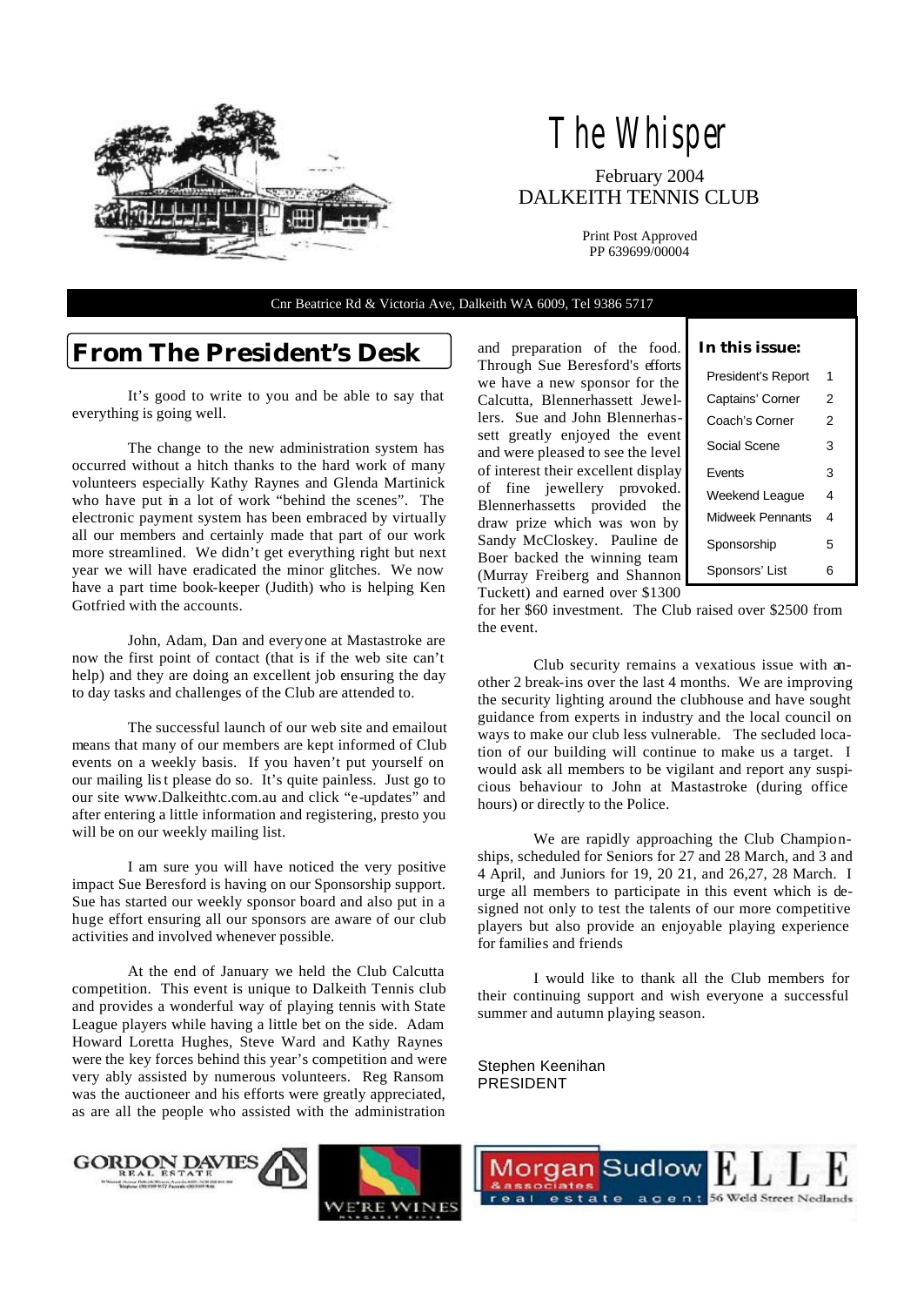# The Whisper

February 2004
DALKEITH TENNIS CLUB

Print Post Approved
PP 639699/00004

Cnr Beatrice Rd & Victoria Ave, Dalkeith WA 6009, Tel 9386 5717

**In this issue:**

| | |
|---|---|
| President's Report | 1 |
| Captains' Corner | 2 |
| Coach's Corner | 2 |
| Social Scene | 3 |
| Events | 3 |
| Weekend League | 4 |
| Midweek Pennants | 4 |
| Sponsorship | 5 |
| Sponsors' List | 6 |

## From The President's Desk

It's good to write to you and be able to say that everything is going well.

The change to the new administration system has occurred without a hitch thanks to the hard work of many volunteers especially Kathy Raynes and Glenda Martinick who have put in a lot of work "behind the scenes". The electronic payment system has been embraced by virtually all our members and certainly made that part of our work more streamlined. We didn't get everything right but next year we will have eradicated the minor glitches. We now have a part time book-keeper (Judith) who is helping Ken Gotfried with the accounts.

John, Adam, Dan and everyone at Mastastroke are now the first point of contact (that is if the web site can't help) and they are doing an excellent job ensuring the day to day tasks and challenges of the Club are attended to.

The successful launch of our web site and emailout means that many of our members are kept informed of Club events on a weekly basis. If you haven't put yourself on our mailing list please do so. It's quite painless. Just go to our site www.Dalkeithtc.com.au and click "e-updates" and after entering a little information and registering, presto you will be on our weekly mailing list.

I am sure you will have noticed the very positive impact Sue Beresford is having on our Sponsorship support. Sue has started our weekly sponsor board and also put in a huge effort ensuring all our sponsors are aware of our club activities and involved whenever possible.

At the end of January we held the Club Calcutta competition. This event is unique to Dalkeith Tennis club and provides a wonderful way of playing tennis with State League players while having a little bet on the side. Adam Howard Loretta Hughes, Steve Ward and Kathy Raynes were the key forces behind this year's competition and were very ably assisted by numerous volunteers. Reg Ransom was the auctioneer and his efforts were greatly appreciated, as are all the people who assisted with the administration and preparation of the food. Through Sue Beresford's efforts we have a new sponsor for the Calcutta, Blennerhassett Jewellers. Sue and John Blennerhassett greatly enjoyed the event and were pleased to see the level of interest their excellent display of fine jewellery provoked. Blennerhassetts provided the draw prize which was won by Sandy McCloskey. Pauline de Boer backed the winning team (Murray Freiberg and Shannon Tuckett) and earned over $1300 for her $60 investment. The Club raised over $2500 from the event.

Club security remains a vexatious issue with another 2 break-ins over the last 4 months. We are improving the security lighting around the clubhouse and have sought guidance from experts in industry and the local council on ways to make our club less vulnerable. The secluded location of our building will continue to make us a target. I would ask all members to be vigilant and report any suspicious behaviour to John at Mastastroke (during office hours) or directly to the Police.

We are rapidly approaching the Club Championships, scheduled for Seniors for 27 and 28 March, and 3 and 4 April, and Juniors for 19, 20 21, and 26,27, 28 March. I urge all members to participate in this event which is designed not only to test the talents of our more competitive players but also provide an enjoyable playing experience for families and friends

I would like to thank all the Club members for their continuing support and wish everyone a successful summer and autumn playing season.

Stephen Keenihan
PRESIDENT

GORDON DAVIES REAL ESTATE

WE'RE WINES

Morgan Sudlow & associates real estate agent

ELLE 56 Weld Street Nedlands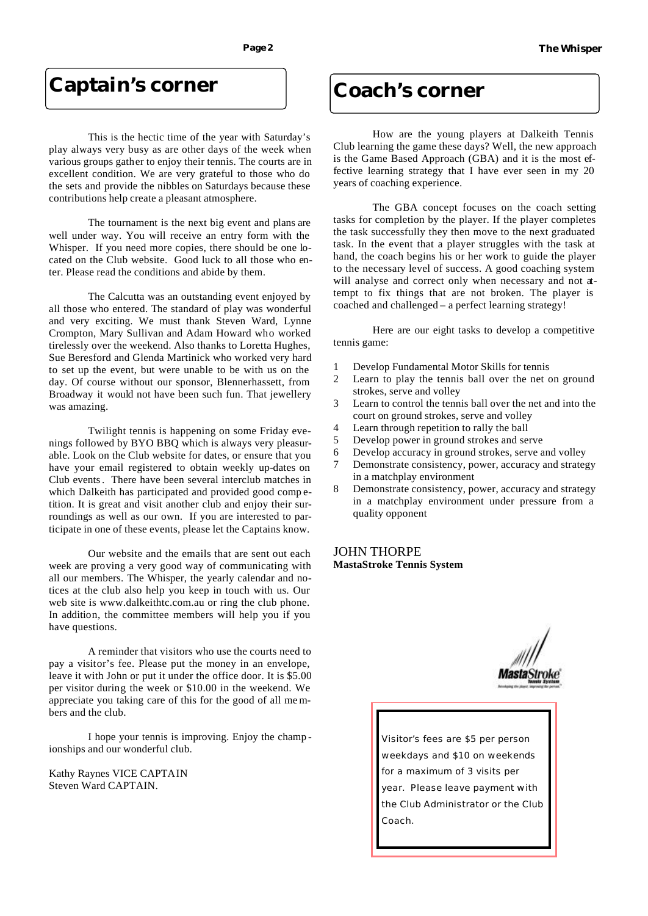## Captain's corner

This is the hectic time of the year with Saturday's play always very busy as are other days of the week when various groups gather to enjoy their tennis. The courts are in excellent condition. We are very grateful to those who do the sets and provide the nibbles on Saturdays because these contributions help create a pleasant atmosphere.

The tournament is the next big event and plans are well under way. You will receive an entry form with the Whisper. If you need more copies, there should be one located on the Club website. Good luck to all those who enter. Please read the conditions and abide by them.

The Calcutta was an outstanding event enjoyed by all those who entered. The standard of play was wonderful and very exciting. We must thank Steven Ward, Lynne Crompton, Mary Sullivan and Adam Howard who worked tirelessly over the weekend. Also thanks to Loretta Hughes, Sue Beresford and Glenda Martinick who worked very hard to set up the event, but were unable to be with us on the day. Of course without our sponsor, Blennerhassett, from Broadway it would not have been such fun. That jewellery was amazing.

Twilight tennis is happening on some Friday evenings followed by BYO BBQ which is always very pleasurable. Look on the Club website for dates, or ensure that you have your email registered to obtain weekly up-dates on Club events. There have been several interclub matches in which Dalkeith has participated and provided good competition. It is great and visit another club and enjoy their surroundings as well as our own. If you are interested to participate in one of these events, please let the Captains know.

Our website and the emails that are sent out each week are proving a very good way of communicating with all our members. The Whisper, the yearly calendar and notices at the club also help you keep in touch with us. Our web site is www.dalkeithtc.com.au or ring the club phone. In addition, the committee members will help you if you have questions.

A reminder that visitors who use the courts need to pay a visitor's fee. Please put the money in an envelope, leave it with John or put it under the office door. It is $5.00 per visitor during the week or $10.00 in the weekend. We appreciate you taking care of this for the good of all members and the club.

I hope your tennis is improving. Enjoy the championships and our wonderful club.

Kathy Raynes VICE CAPTAIN
Steven Ward CAPTAIN.

## Coach's corner

How are the young players at Dalkeith Tennis Club learning the game these days? Well, the new approach is the Game Based Approach (GBA) and it is the most effective learning strategy that I have ever seen in my 20 years of coaching experience.

The GBA concept focuses on the coach setting tasks for completion by the player. If the player completes the task successfully they then move to the next graduated task. In the event that a player struggles with the task at hand, the coach begins his or her work to guide the player to the necessary level of success. A good coaching system will analyse and correct only when necessary and not attempt to fix things that are not broken. The player is coached and challenged – a perfect learning strategy!

Here are our eight tasks to develop a competitive tennis game:

1. Develop Fundamental Motor Skills for tennis
2. Learn to play the tennis ball over the net on ground strokes, serve and volley
3. Learn to control the tennis ball over the net and into the court on ground strokes, serve and volley
4. Learn through repetition to rally the ball
5. Develop power in ground strokes and serve
6. Develop accuracy in ground strokes, serve and volley
7. Demonstrate consistency, power, accuracy and strategy in a matchplay environment
8. Demonstrate consistency, power, accuracy and strategy in a matchplay environment under pressure from a quality opponent

JOHN THORPE
**MastaStroke Tennis System**

Visitor's fees are $5 per person weekdays and $10 on weekends for a maximum of 3 visits per year. Please leave payment with the Club Administrator or the Club Coach.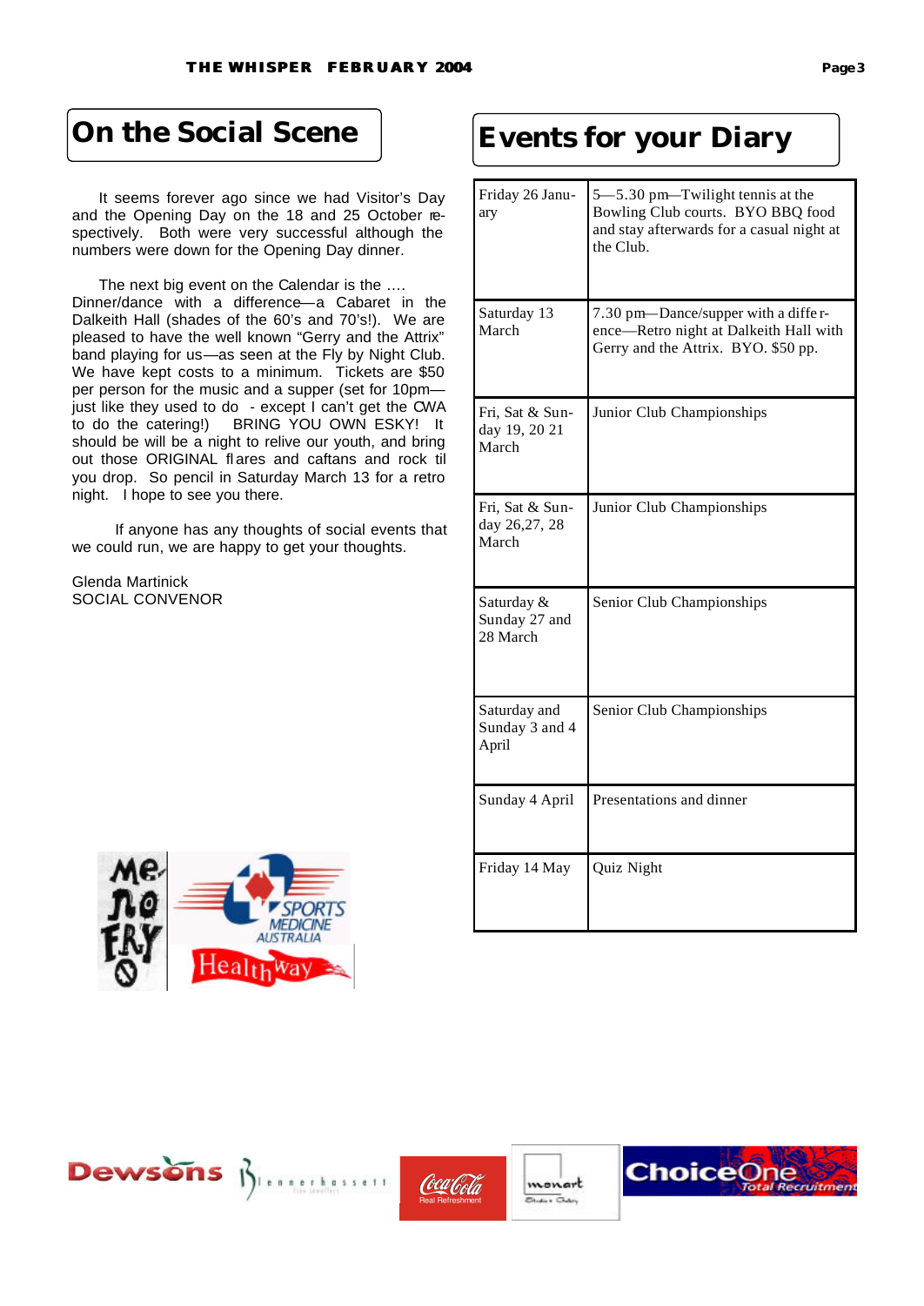## On the Social Scene

It seems forever ago since we had Visitor's Day and the Opening Day on the 18 and 25 October respectively. Both were very successful although the numbers were down for the Opening Day dinner.

The next big event on the Calendar is the …. Dinner/dance with a difference—a Cabaret in the Dalkeith Hall (shades of the 60's and 70's!). We are pleased to have the well known "Gerry and the Attrix" band playing for us—as seen at the Fly by Night Club. We have kept costs to a minimum. Tickets are $50 per person for the music and a supper (set for 10pm—just like they used to do - except I can't get the CWA to do the catering!) BRING YOU OWN ESKY! It should be will be a night to relive our youth, and bring out those ORIGINAL flares and caftans and rock til you drop. So pencil in Saturday March 13 for a retro night. I hope to see you there.

If anyone has any thoughts of social events that we could run, we are happy to get your thoughts.

Glenda Martinick
SOCIAL CONVENOR

## Events for your Diary

| Date | Event |
|---|---|
| Friday 26 January | 5—5.30 pm—Twilight tennis at the Bowling Club courts. BYO BBQ food and stay afterwards for a casual night at the Club. |
| Saturday 13 March | 7.30 pm—Dance/supper with a difference—Retro night at Dalkeith Hall with Gerry and the Attrix. BYO. $50 pp. |
| Fri, Sat & Sunday 19, 20 21 March | Junior Club Championships |
| Fri, Sat & Sunday 26,27, 28 March | Junior Club Championships |
| Saturday & Sunday 27 and 28 March | Senior Club Championships |
| Saturday and Sunday 3 and 4 April | Senior Club Championships |
| Sunday 4 April | Presentations and dinner |
| Friday 14 May | Quiz Night |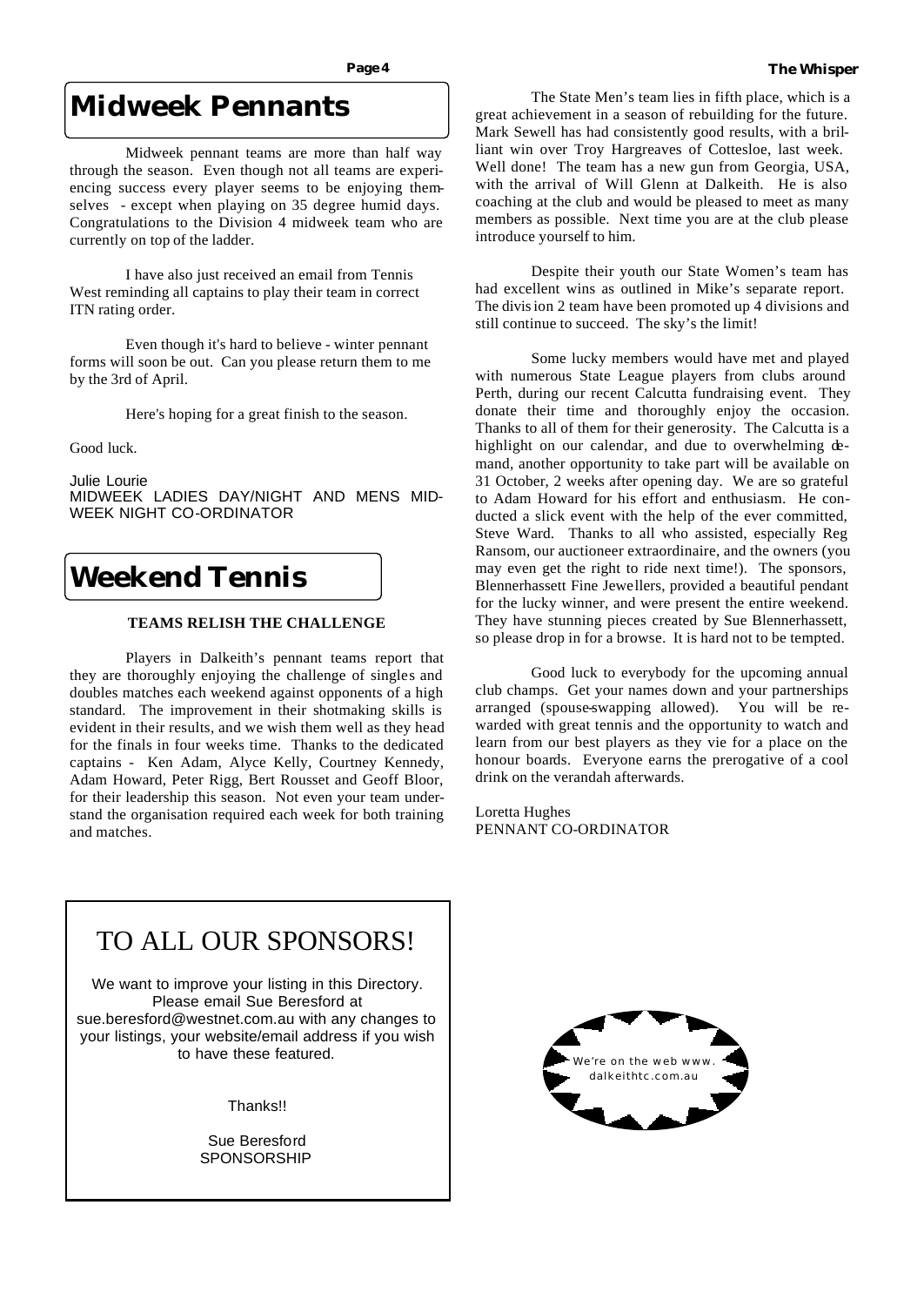## Midweek Pennants

Midweek pennant teams are more than half way through the season. Even though not all teams are experiencing success every player seems to be enjoying themselves - except when playing on 35 degree humid days. Congratulations to the Division 4 midweek team who are currently on top of the ladder.

I have also just received an email from Tennis West reminding all captains to play their team in correct ITN rating order.

Even though it's hard to believe - winter pennant forms will soon be out. Can you please return them to me by the 3rd of April.

Here's hoping for a great finish to the season.

Good luck.

Julie Lourie
MIDWEEK LADIES DAY/NIGHT AND MENS MIDWEEK NIGHT CO-ORDINATOR

## Weekend Tennis

**TEAMS RELISH THE CHALLENGE**

Players in Dalkeith's pennant teams report that they are thoroughly enjoying the challenge of singles and doubles matches each weekend against opponents of a high standard. The improvement in their shotmaking skills is evident in their results, and we wish them well as they head for the finals in four weeks time. Thanks to the dedicated captains - Ken Adam, Alyce Kelly, Courtney Kennedy, Adam Howard, Peter Rigg, Bert Rousset and Geoff Bloor, for their leadership this season. Not even your team understand the organisation required each week for both training and matches.

The State Men's team lies in fifth place, which is a great achievement in a season of rebuilding for the future. Mark Sewell has had consistently good results, with a brilliant win over Troy Hargreaves of Cottesloe, last week. Well done! The team has a new gun from Georgia, USA, with the arrival of Will Glenn at Dalkeith. He is also coaching at the club and would be pleased to meet as many members as possible. Next time you are at the club please introduce yourself to him.

Despite their youth our State Women's team has had excellent wins as outlined in Mike's separate report. The division 2 team have been promoted up 4 divisions and still continue to succeed. The sky's the limit!

Some lucky members would have met and played with numerous State League players from clubs around Perth, during our recent Calcutta fundraising event. They donate their time and thoroughly enjoy the occasion. Thanks to all of them for their generosity. The Calcutta is a highlight on our calendar, and due to overwhelming demand, another opportunity to take part will be available on 31 October, 2 weeks after opening day. We are so grateful to Adam Howard for his effort and enthusiasm. He conducted a slick event with the help of the ever committed, Steve Ward. Thanks to all who assisted, especially Reg Ransom, our auctioneer extraordinaire, and the owners (you may even get the right to ride next time!). The sponsors, Blennerhassett Fine Jewellers, provided a beautiful pendant for the lucky winner, and were present the entire weekend. They have stunning pieces created by Sue Blennerhassett, so please drop in for a browse. It is hard not to be tempted.

Good luck to everybody for the upcoming annual club champs. Get your names down and your partnerships arranged (spouse-swapping allowed). You will be rewarded with great tennis and the opportunity to watch and learn from our best players as they vie for a place on the honour boards. Everyone earns the prerogative of a cool drink on the verandah afterwards.

Loretta Hughes
PENNANT CO-ORDINATOR

## TO ALL OUR SPONSORS!

We want to improve your listing in this Directory. Please email Sue Beresford at sue.beresford@westnet.com.au with any changes to your listings, your website/email address if you wish to have these featured.

Thanks!!

Sue Beresford
SPONSORSHIP

We're on the web www.dalkeithtc.com.au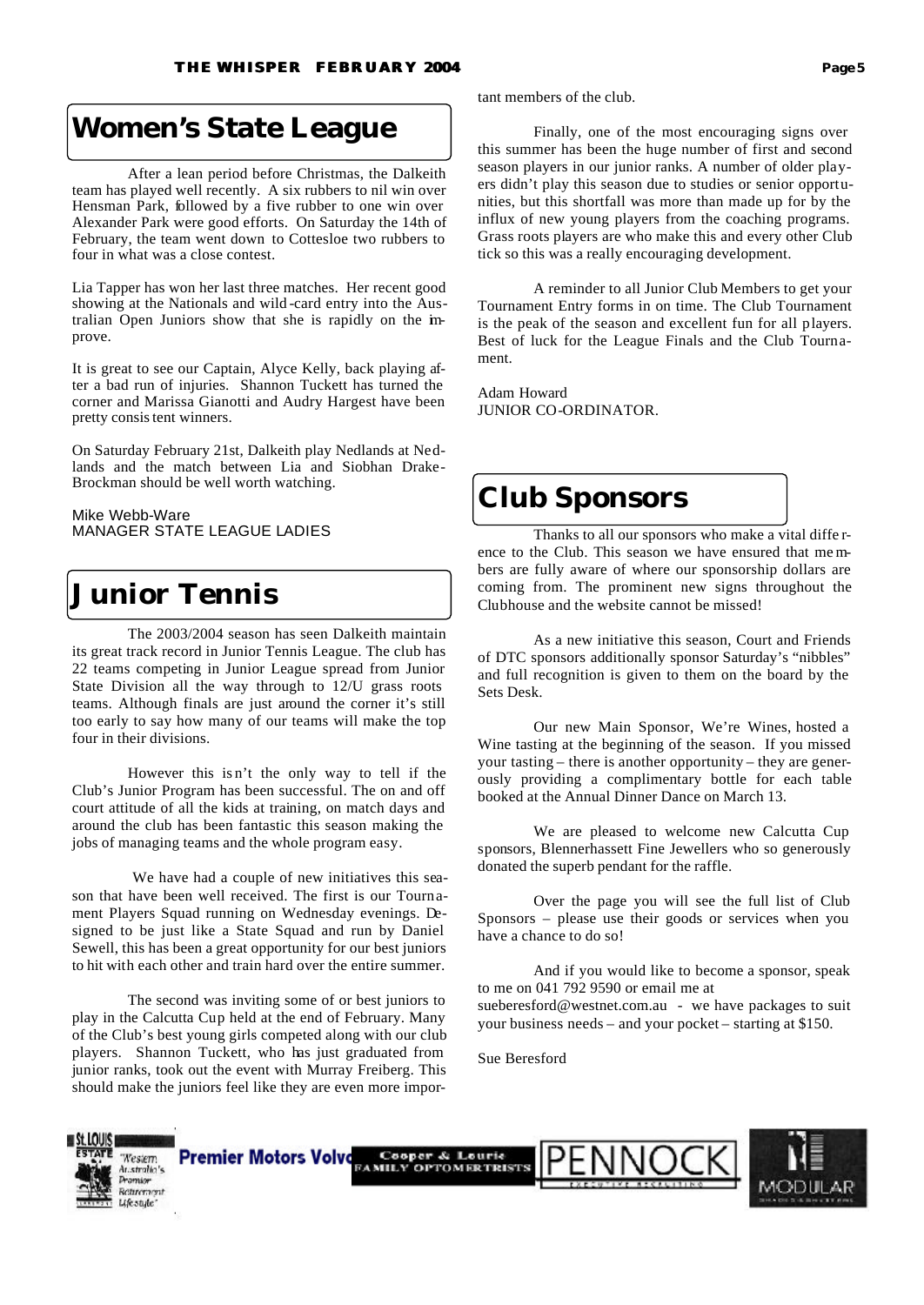# Women's State League

After a lean period before Christmas, the Dalkeith team has played well recently. A six rubbers to nil win over Hensman Park, followed by a five rubber to one win over Alexander Park were good efforts. On Saturday the 14th of February, the team went down to Cottesloe two rubbers to four in what was a close contest.

Lia Tapper has won her last three matches. Her recent good showing at the Nationals and wild-card entry into the Australian Open Juniors show that she is rapidly on the improve.

It is great to see our Captain, Alyce Kelly, back playing after a bad run of injuries. Shannon Tuckett has turned the corner and Marissa Gianotti and Audry Hargest have been pretty consistent winners.

On Saturday February 21st, Dalkeith play Nedlands at Nedlands and the match between Lia and Siobhan Drake-Brockman should be well worth watching.

Mike Webb-Ware
MANAGER STATE LEAGUE LADIES

# Junior Tennis

The 2003/2004 season has seen Dalkeith maintain its great track record in Junior Tennis League. The club has 22 teams competing in Junior League spread from Junior State Division all the way through to 12/U grass roots teams. Although finals are just around the corner it's still too early to say how many of our teams will make the top four in their divisions.

However this isn't the only way to tell if the Club's Junior Program has been successful. The on and off court attitude of all the kids at training, on match days and around the club has been fantastic this season making the jobs of managing teams and the whole program easy.

We have had a couple of new initiatives this season that have been well received. The first is our Tournament Players Squad running on Wednesday evenings. Designed to be just like a State Squad and run by Daniel Sewell, this has been a great opportunity for our best juniors to hit with each other and train hard over the entire summer.

The second was inviting some of or best juniors to play in the Calcutta Cup held at the end of February. Many of the Club's best young girls competed along with our club players. Shannon Tuckett, who has just graduated from junior ranks, took out the event with Murray Freiberg. This should make the juniors feel like they are even more important members of the club.

Finally, one of the most encouraging signs over this summer has been the huge number of first and second season players in our junior ranks. A number of older players didn't play this season due to studies or senior opportunities, but this shortfall was more than made up for by the influx of new young players from the coaching programs. Grass roots players are who make this and every other Club tick so this was a really encouraging development.

A reminder to all Junior Club Members to get your Tournament Entry forms in on time. The Club Tournament is the peak of the season and excellent fun for all players. Best of luck for the League Finals and the Club Tournament.

Adam Howard
JUNIOR CO-ORDINATOR.

# Club Sponsors

Thanks to all our sponsors who make a vital difference to the Club. This season we have ensured that members are fully aware of where our sponsorship dollars are coming from. The prominent new signs throughout the Clubhouse and the website cannot be missed!

As a new initiative this season, Court and Friends of DTC sponsors additionally sponsor Saturday's "nibbles" and full recognition is given to them on the board by the Sets Desk.

Our new Main Sponsor, We're Wines, hosted a Wine tasting at the beginning of the season. If you missed your tasting – there is another opportunity – they are generously providing a complimentary bottle for each table booked at the Annual Dinner Dance on March 13.

We are pleased to welcome new Calcutta Cup sponsors, Blennerhassett Fine Jewellers who so generously donated the superb pendant for the raffle.

Over the page you will see the full list of Club Sponsors – please use their goods or services when you have a chance to do so!

And if you would like to become a sponsor, speak to me on 041 792 9590 or email me at sueberesford@westnet.com.au - we have packages to suit your business needs – and your pocket – starting at $150.

Sue Beresford

St. Louis Estate "Western Australia's Premier Retirement Lifestyle" | Premier Motors Volvo | Cooper & Lourie Family Optometrists | PENNOCK Executive Recruiting | MODULAR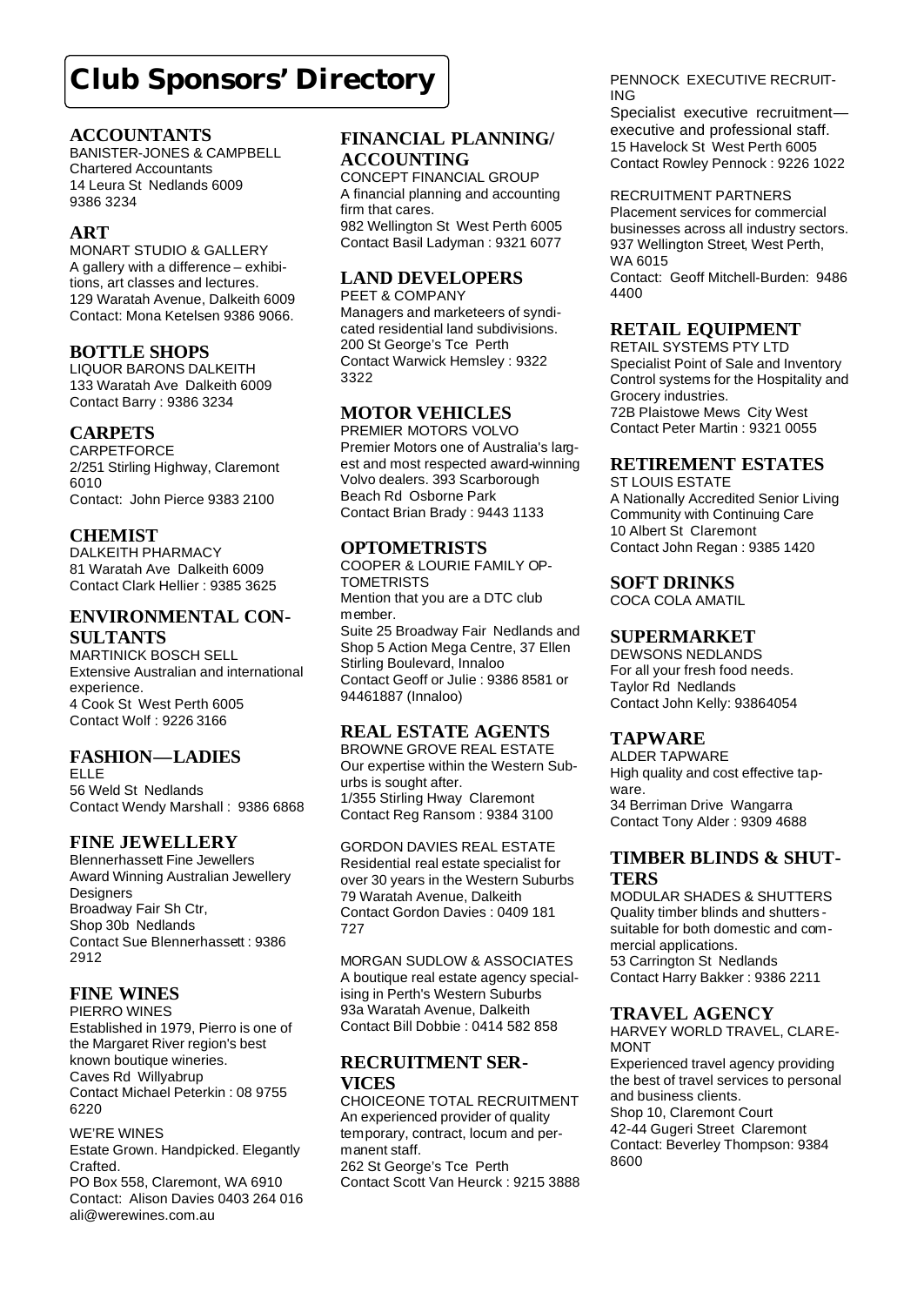# Club Sponsors' Directory

## ACCOUNTANTS

BANISTER-JONES & CAMPBELL
Chartered Accountants
14 Leura St Nedlands 6009
9386 3234

## ART

MONART STUDIO & GALLERY
A gallery with a difference – exhibitions, art classes and lectures.
129 Waratah Avenue, Dalkeith 6009
Contact: Mona Ketelsen 9386 9066.

## BOTTLE SHOPS

LIQUOR BARONS DALKEITH
133 Waratah Ave Dalkeith 6009
Contact Barry : 9386 3234

## CARPETS

CARPETFORCE
2/251 Stirling Highway, Claremont 6010
Contact: John Pierce 9383 2100

## CHEMIST

DALKEITH PHARMACY
81 Waratah Ave Dalkeith 6009
Contact Clark Hellier : 9385 3625

## ENVIRONMENTAL CONSULTANTS

MARTINICK BOSCH SELL
Extensive Australian and international experience.
4 Cook St West Perth 6005
Contact Wolf : 9226 3166

## FASHION—LADIES

ELLE
56 Weld St Nedlands
Contact Wendy Marshall : 9386 6868

## FINE JEWELLERY

Blennerhassett Fine Jewellers
Award Winning Australian Jewellery Designers
Broadway Fair Sh Ctr,
Shop 30b Nedlands
Contact Sue Blennerhassett : 9386 2912

## FINE WINES

PIERRO WINES
Established in 1979, Pierro is one of the Margaret River region's best known boutique wineries.
Caves Rd Willyabrup
Contact Michael Peterkin : 08 9755 6220

WE'RE WINES
Estate Grown. Handpicked. Elegantly Crafted.
PO Box 558, Claremont, WA 6910
Contact: Alison Davies 0403 264 016
ali@werewines.com.au

## FINANCIAL PLANNING/ ACCOUNTING

CONCEPT FINANCIAL GROUP
A financial planning and accounting firm that cares.
982 Wellington St West Perth 6005
Contact Basil Ladyman : 9321 6077

## LAND DEVELOPERS

PEET & COMPANY
Managers and marketeers of syndicated residential land subdivisions.
200 St George's Tce Perth
Contact Warwick Hemsley : 9322 3322

## MOTOR VEHICLES

PREMIER MOTORS VOLVO
Premier Motors one of Australia's largest and most respected award-winning Volvo dealers. 393 Scarborough Beach Rd Osborne Park
Contact Brian Brady : 9443 1133

## OPTOMETRISTS

COOPER & LOURIE FAMILY OPTOMETRISTS
Mention that you are a DTC club member.
Suite 25 Broadway Fair Nedlands and Shop 5 Action Mega Centre, 37 Ellen Stirling Boulevard, Innaloo
Contact Geoff or Julie : 9386 8581 or 94461887 (Innaloo)

## REAL ESTATE AGENTS

BROWNE GROVE REAL ESTATE
Our expertise within the Western Suburbs is sought after.
1/355 Stirling Hway Claremont
Contact Reg Ransom : 9384 3100

GORDON DAVIES REAL ESTATE
Residential real estate specialist for over 30 years in the Western Suburbs
79 Waratah Avenue, Dalkeith
Contact Gordon Davies : 0409 181 727

MORGAN SUDLOW & ASSOCIATES
A boutique real estate agency specialising in Perth's Western Suburbs
93a Waratah Avenue, Dalkeith
Contact Bill Dobbie : 0414 582 858

## RECRUITMENT SERVICES

CHOICEONE TOTAL RECRUITMENT
An experienced provider of quality temporary, contract, locum and permanent staff.
262 St George's Tce Perth
Contact Scott Van Heurck : 9215 3888

PENNOCK EXECUTIVE RECRUITING
Specialist executive recruitment—executive and professional staff.
15 Havelock St West Perth 6005
Contact Rowley Pennock : 9226 1022

RECRUITMENT PARTNERS
Placement services for commercial businesses across all industry sectors.
937 Wellington Street, West Perth, WA 6015
Contact: Geoff Mitchell-Burden: 9486 4400

## RETAIL EQUIPMENT

RETAIL SYSTEMS PTY LTD
Specialist Point of Sale and Inventory Control systems for the Hospitality and Grocery industries.
72B Plaistowe Mews City West
Contact Peter Martin : 9321 0055

## RETIREMENT ESTATES

ST LOUIS ESTATE
A Nationally Accredited Senior Living Community with Continuing Care
10 Albert St Claremont
Contact John Regan : 9385 1420

## SOFT DRINKS

COCA COLA AMATIL

## SUPERMARKET

DEWSONS NEDLANDS
For all your fresh food needs.
Taylor Rd Nedlands
Contact John Kelly: 93864054

## TAPWARE

ALDER TAPWARE
High quality and cost effective tapware.
34 Berriman Drive Wangarra
Contact Tony Alder : 9309 4688

## TIMBER BLINDS & SHUTTERS

MODULAR SHADES & SHUTTERS
Quality timber blinds and shutters - suitable for both domestic and commercial applications.
53 Carrington St Nedlands
Contact Harry Bakker : 9386 2211

## TRAVEL AGENCY

HARVEY WORLD TRAVEL, CLAREMONT
Experienced travel agency providing the best of travel services to personal and business clients.
Shop 10, Claremont Court
42-44 Gugeri Street Claremont
Contact: Beverley Thompson: 9384 8600